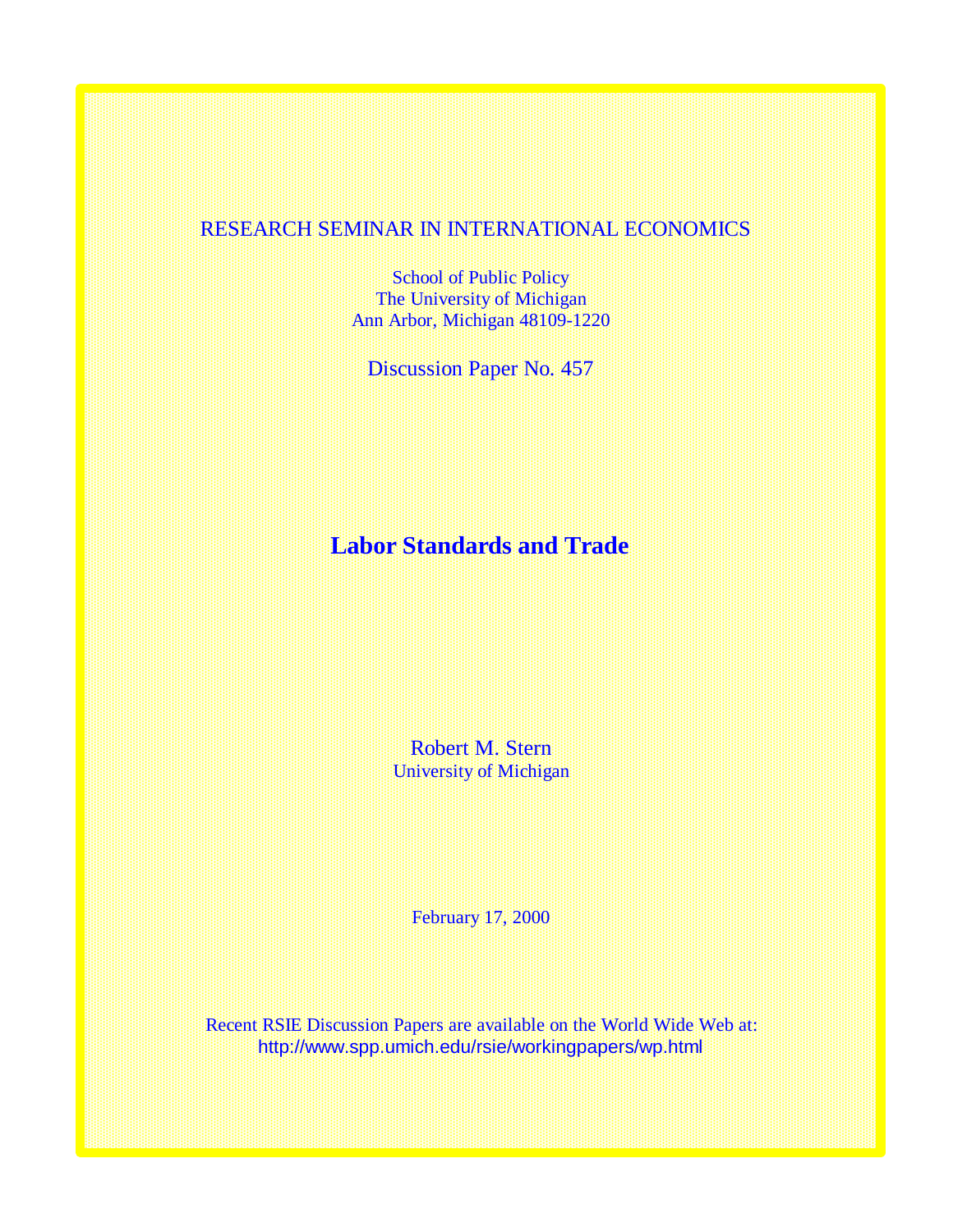RESEARCH SEMINAR IN INTERNATIONAL ECONOMICS

School of Public Policy
The University of Michigan
Ann Arbor, Michigan 48109-1220

Discussion Paper No. 457

# Labor Standards and Trade

Robert M. Stern
University of Michigan

February 17, 2000

Recent RSIE Discussion Papers are available on the World Wide Web at:
http://www.spp.umich.edu/rsie/workingpapers/wp.html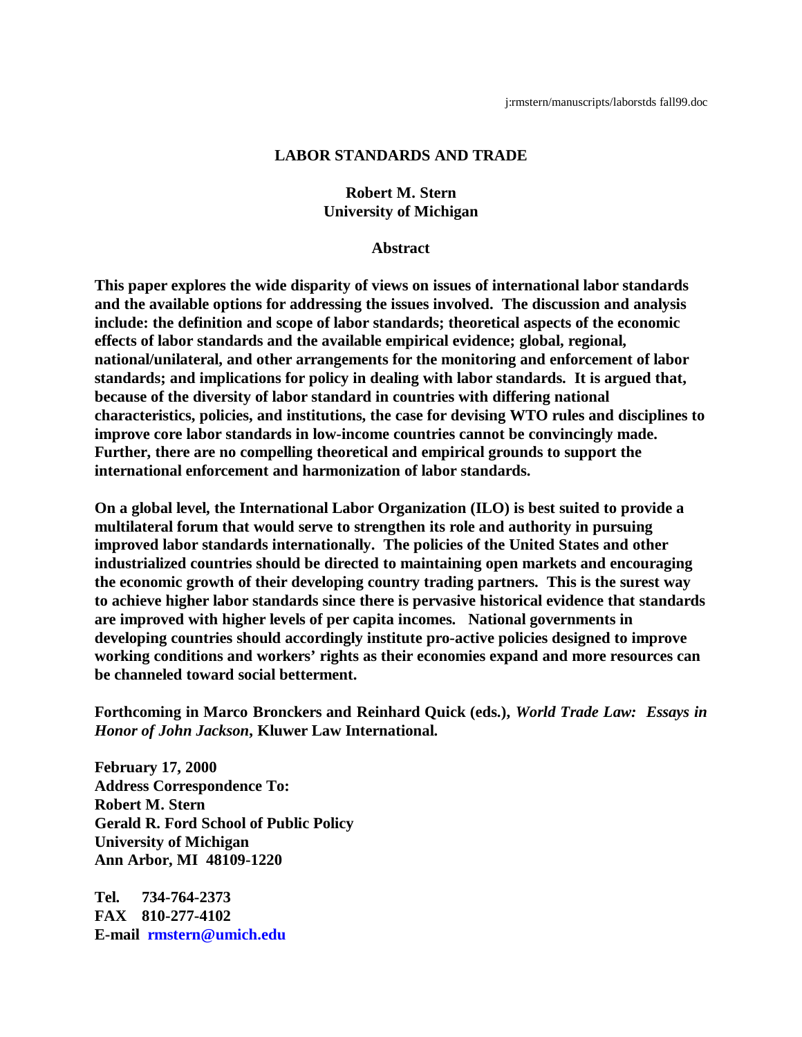j:rmstern/manuscripts/laborstds fall99.doc

# LABOR STANDARDS AND TRADE

**Robert M. Stern**
**University of Michigan**

## Abstract

**This paper explores the wide disparity of views on issues of international labor standards and the available options for addressing the issues involved. The discussion and analysis include: the definition and scope of labor standards; theoretical aspects of the economic effects of labor standards and the available empirical evidence; global, regional, national/unilateral, and other arrangements for the monitoring and enforcement of labor standards; and implications for policy in dealing with labor standards. It is argued that, because of the diversity of labor standard in countries with differing national characteristics, policies, and institutions, the case for devising WTO rules and disciplines to improve core labor standards in low-income countries cannot be convincingly made. Further, there are no compelling theoretical and empirical grounds to support the international enforcement and harmonization of labor standards.**

**On a global level, the International Labor Organization (ILO) is best suited to provide a multilateral forum that would serve to strengthen its role and authority in pursuing improved labor standards internationally. The policies of the United States and other industrialized countries should be directed to maintaining open markets and encouraging the economic growth of their developing country trading partners. This is the surest way to achieve higher labor standards since there is pervasive historical evidence that standards are improved with higher levels of per capita incomes. National governments in developing countries should accordingly institute pro-active policies designed to improve working conditions and workers' rights as their economies expand and more resources can be channeled toward social betterment.**

**Forthcoming in Marco Bronckers and Reinhard Quick (eds.), *World Trade Law: Essays in Honor of John Jackson*, Kluwer Law International.**

**February 17, 2000**
**Address Correspondence To:**
**Robert M. Stern**
**Gerald R. Ford School of Public Policy**
**University of Michigan**
**Ann Arbor, MI 48109-1220**

**Tel. 734-764-2373**
**FAX 810-277-4102**
**E-mail rmstern@umich.edu**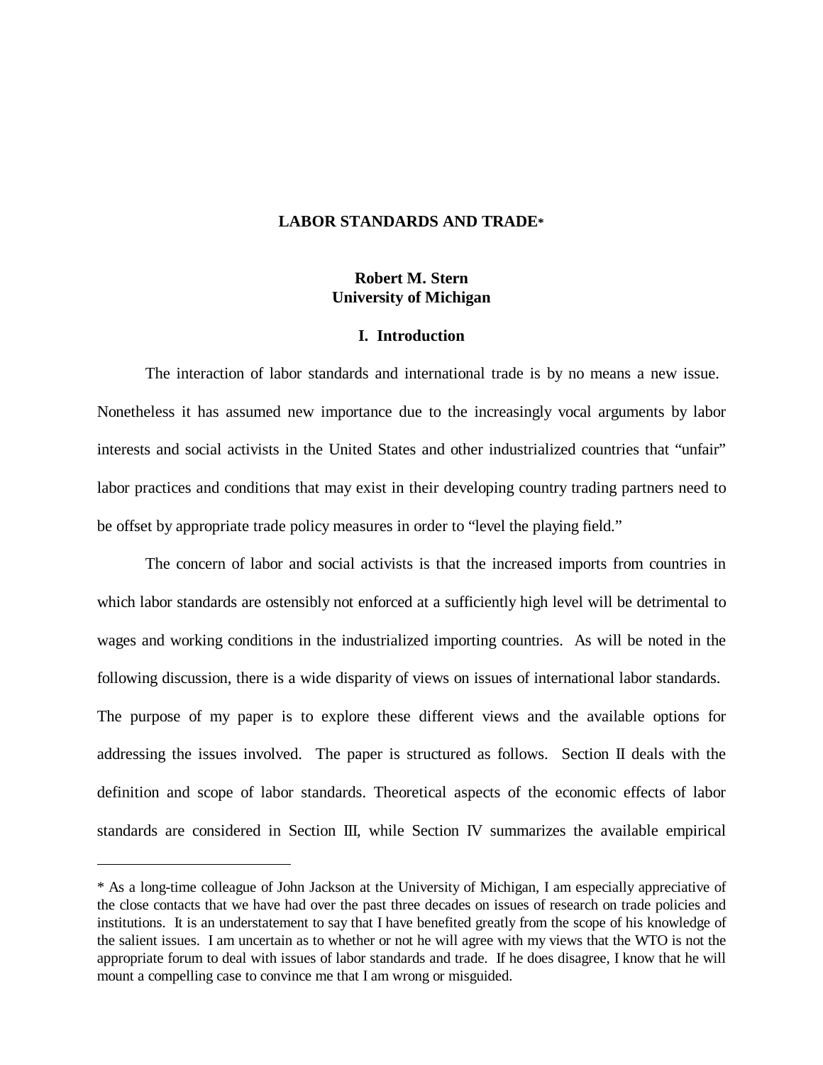# LABOR STANDARDS AND TRADE*

**Robert M. Stern**
**University of Michigan**

## I. Introduction

The interaction of labor standards and international trade is by no means a new issue. Nonetheless it has assumed new importance due to the increasingly vocal arguments by labor interests and social activists in the United States and other industrialized countries that "unfair" labor practices and conditions that may exist in their developing country trading partners need to be offset by appropriate trade policy measures in order to "level the playing field."

The concern of labor and social activists is that the increased imports from countries in which labor standards are ostensibly not enforced at a sufficiently high level will be detrimental to wages and working conditions in the industrialized importing countries. As will be noted in the following discussion, there is a wide disparity of views on issues of international labor standards. The purpose of my paper is to explore these different views and the available options for addressing the issues involved. The paper is structured as follows. Section II deals with the definition and scope of labor standards. Theoretical aspects of the economic effects of labor standards are considered in Section III, while Section IV summarizes the available empirical

---

* As a long-time colleague of John Jackson at the University of Michigan, I am especially appreciative of the close contacts that we have had over the past three decades on issues of research on trade policies and institutions. It is an understatement to say that I have benefited greatly from the scope of his knowledge of the salient issues. I am uncertain as to whether or not he will agree with my views that the WTO is not the appropriate forum to deal with issues of labor standards and trade. If he does disagree, I know that he will mount a compelling case to convince me that I am wrong or misguided.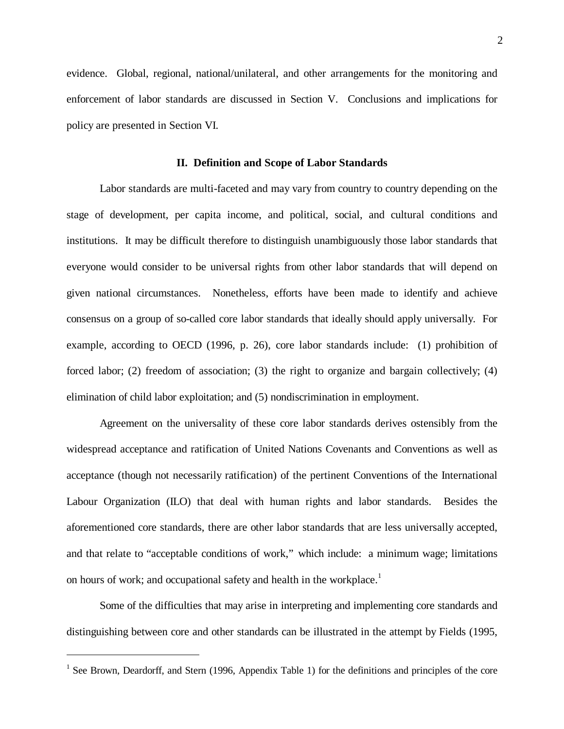evidence. Global, regional, national/unilateral, and other arrangements for the monitoring and enforcement of labor standards are discussed in Section V. Conclusions and implications for policy are presented in Section VI.

## II. Definition and Scope of Labor Standards

Labor standards are multi-faceted and may vary from country to country depending on the stage of development, per capita income, and political, social, and cultural conditions and institutions. It may be difficult therefore to distinguish unambiguously those labor standards that everyone would consider to be universal rights from other labor standards that will depend on given national circumstances. Nonetheless, efforts have been made to identify and achieve consensus on a group of so-called core labor standards that ideally should apply universally. For example, according to OECD (1996, p. 26), core labor standards include: (1) prohibition of forced labor; (2) freedom of association; (3) the right to organize and bargain collectively; (4) elimination of child labor exploitation; and (5) nondiscrimination in employment.

Agreement on the universality of these core labor standards derives ostensibly from the widespread acceptance and ratification of United Nations Covenants and Conventions as well as acceptance (though not necessarily ratification) of the pertinent Conventions of the International Labour Organization (ILO) that deal with human rights and labor standards. Besides the aforementioned core standards, there are other labor standards that are less universally accepted, and that relate to "acceptable conditions of work," which include: a minimum wage; limitations on hours of work; and occupational safety and health in the workplace.[1]

Some of the difficulties that may arise in interpreting and implementing core standards and distinguishing between core and other standards can be illustrated in the attempt by Fields (1995,

---

[1] See Brown, Deardorff, and Stern (1996, Appendix Table 1) for the definitions and principles of the core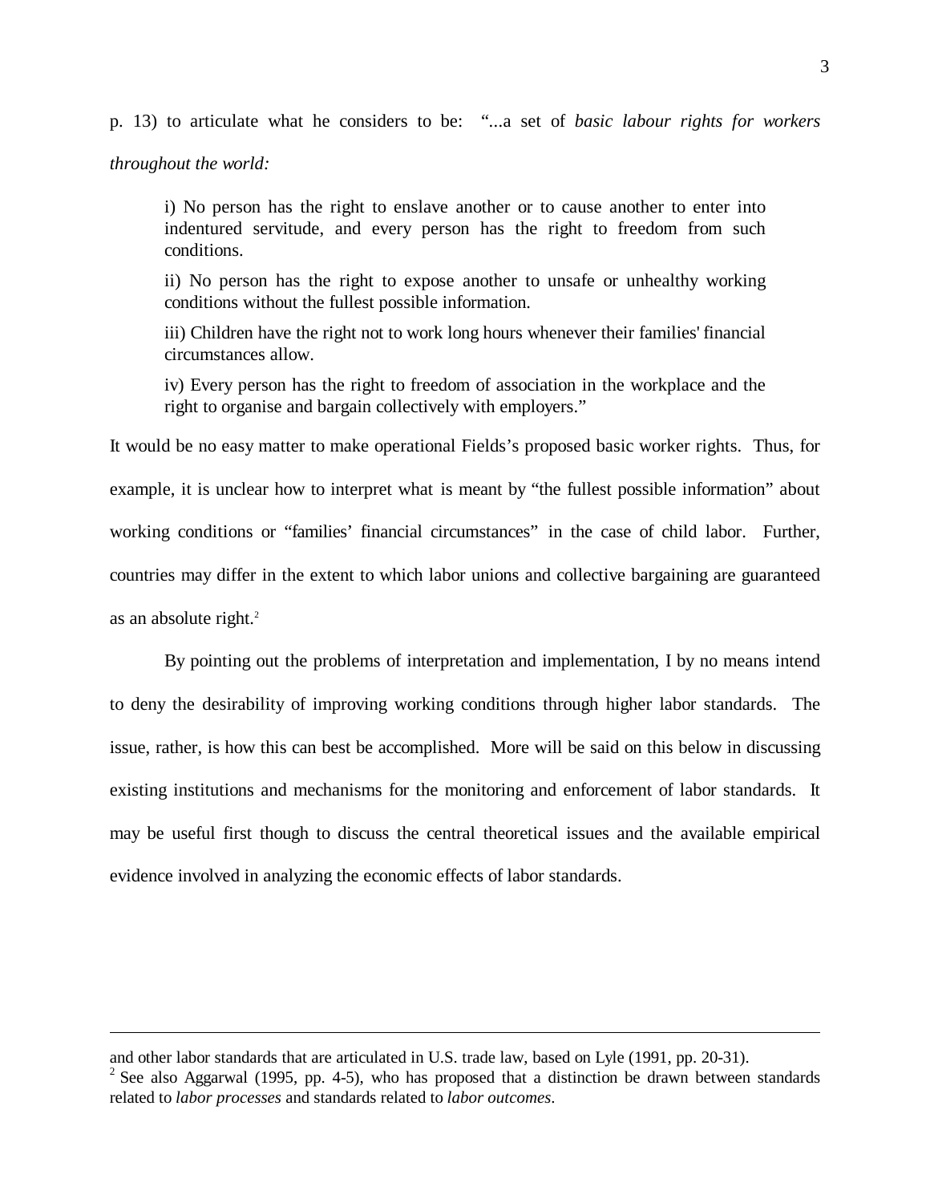p. 13) to articulate what he considers to be: "...a set of *basic labour rights for workers throughout the world:*

> i) No person has the right to enslave another or to cause another to enter into indentured servitude, and every person has the right to freedom from such conditions.
>
> ii) No person has the right to expose another to unsafe or unhealthy working conditions without the fullest possible information.
>
> iii) Children have the right not to work long hours whenever their families' financial circumstances allow.
>
> iv) Every person has the right to freedom of association in the workplace and the right to organise and bargain collectively with employers."

It would be no easy matter to make operational Fields's proposed basic worker rights. Thus, for example, it is unclear how to interpret what is meant by "the fullest possible information" about working conditions or "families' financial circumstances" in the case of child labor. Further, countries may differ in the extent to which labor unions and collective bargaining are guaranteed as an absolute right.[2]

By pointing out the problems of interpretation and implementation, I by no means intend to deny the desirability of improving working conditions through higher labor standards. The issue, rather, is how this can best be accomplished. More will be said on this below in discussing existing institutions and mechanisms for the monitoring and enforcement of labor standards. It may be useful first though to discuss the central theoretical issues and the available empirical evidence involved in analyzing the economic effects of labor standards.

---

and other labor standards that are articulated in U.S. trade law, based on Lyle (1991, pp. 20-31).

[2] See also Aggarwal (1995, pp. 4-5), who has proposed that a distinction be drawn between standards related to *labor processes* and standards related to *labor outcomes*.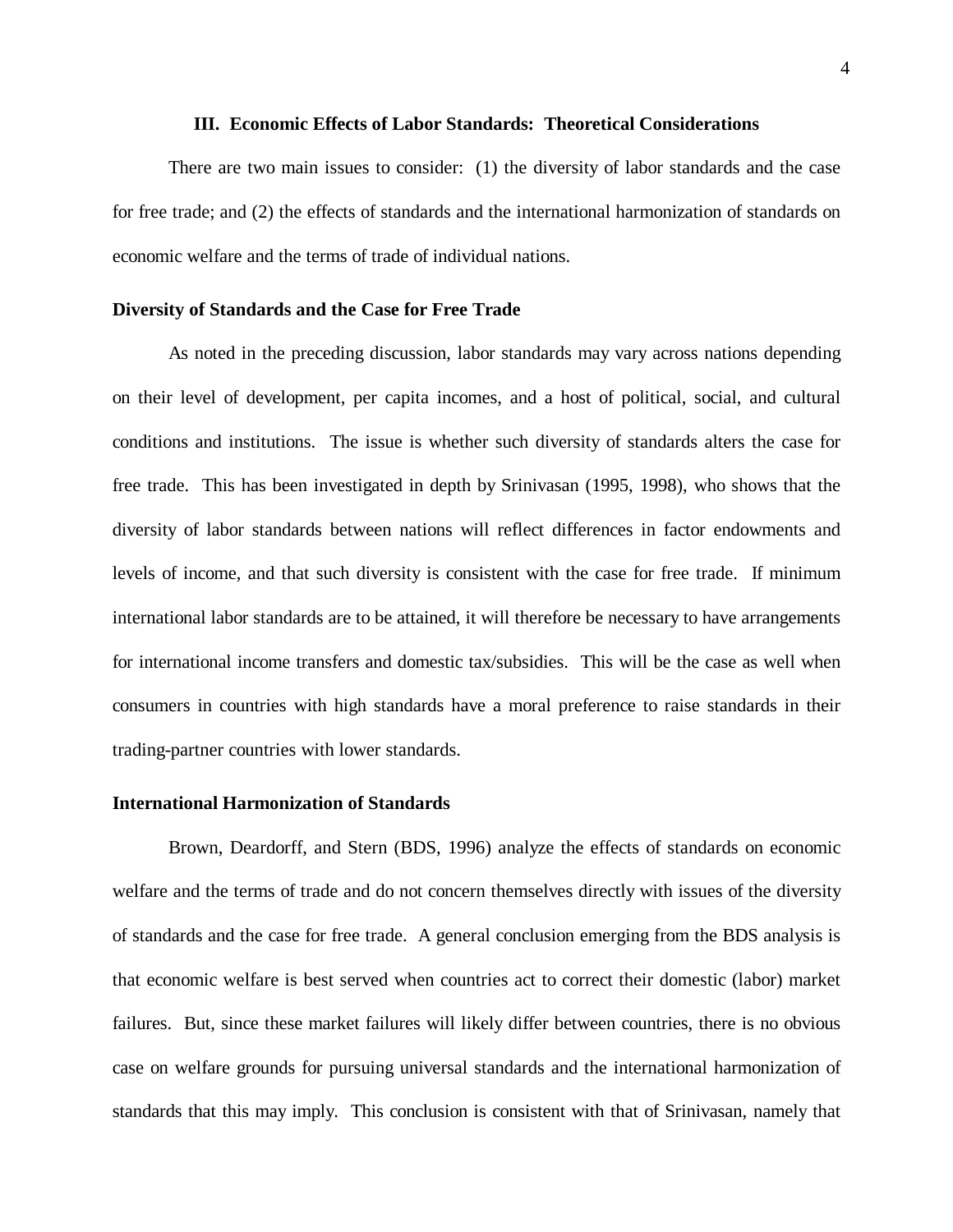## III. Economic Effects of Labor Standards: Theoretical Considerations

There are two main issues to consider: (1) the diversity of labor standards and the case for free trade; and (2) the effects of standards and the international harmonization of standards on economic welfare and the terms of trade of individual nations.

### Diversity of Standards and the Case for Free Trade

As noted in the preceding discussion, labor standards may vary across nations depending on their level of development, per capita incomes, and a host of political, social, and cultural conditions and institutions. The issue is whether such diversity of standards alters the case for free trade. This has been investigated in depth by Srinivasan (1995, 1998), who shows that the diversity of labor standards between nations will reflect differences in factor endowments and levels of income, and that such diversity is consistent with the case for free trade. If minimum international labor standards are to be attained, it will therefore be necessary to have arrangements for international income transfers and domestic tax/subsidies. This will be the case as well when consumers in countries with high standards have a moral preference to raise standards in their trading-partner countries with lower standards.

### International Harmonization of Standards

Brown, Deardorff, and Stern (BDS, 1996) analyze the effects of standards on economic welfare and the terms of trade and do not concern themselves directly with issues of the diversity of standards and the case for free trade. A general conclusion emerging from the BDS analysis is that economic welfare is best served when countries act to correct their domestic (labor) market failures. But, since these market failures will likely differ between countries, there is no obvious case on welfare grounds for pursuing universal standards and the international harmonization of standards that this may imply. This conclusion is consistent with that of Srinivasan, namely that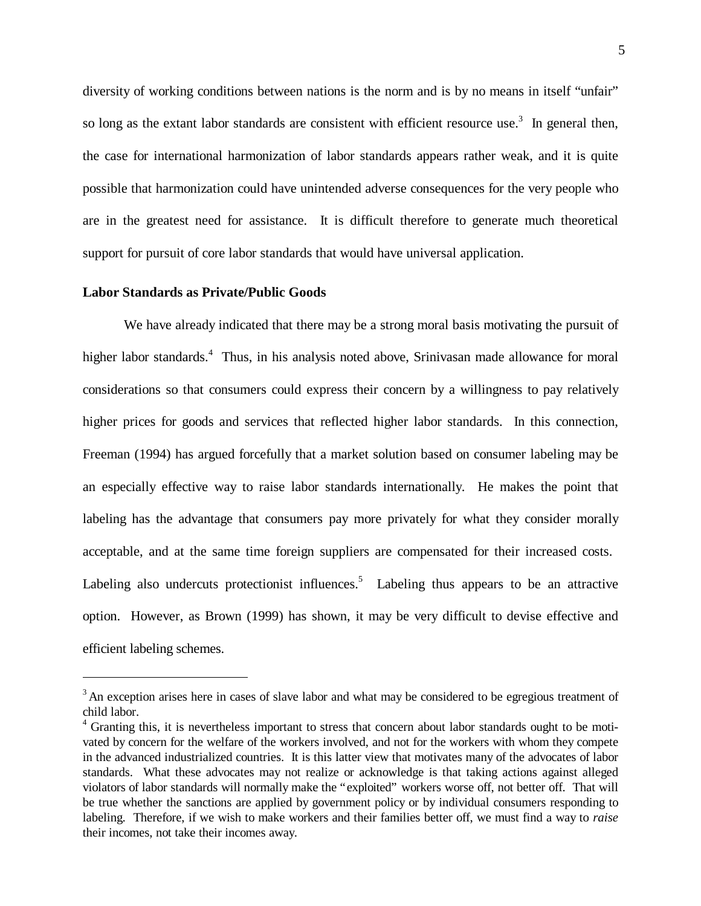diversity of working conditions between nations is the norm and is by no means in itself "unfair" so long as the extant labor standards are consistent with efficient resource use.[3] In general then, the case for international harmonization of labor standards appears rather weak, and it is quite possible that harmonization could have unintended adverse consequences for the very people who are in the greatest need for assistance. It is difficult therefore to generate much theoretical support for pursuit of core labor standards that would have universal application.

**Labor Standards as Private/Public Goods**

We have already indicated that there may be a strong moral basis motivating the pursuit of higher labor standards.[4] Thus, in his analysis noted above, Srinivasan made allowance for moral considerations so that consumers could express their concern by a willingness to pay relatively higher prices for goods and services that reflected higher labor standards. In this connection, Freeman (1994) has argued forcefully that a market solution based on consumer labeling may be an especially effective way to raise labor standards internationally. He makes the point that labeling has the advantage that consumers pay more privately for what they consider morally acceptable, and at the same time foreign suppliers are compensated for their increased costs. Labeling also undercuts protectionist influences.[5] Labeling thus appears to be an attractive option. However, as Brown (1999) has shown, it may be very difficult to devise effective and efficient labeling schemes.

---

[3] An exception arises here in cases of slave labor and what may be considered to be egregious treatment of child labor.

[4] Granting this, it is nevertheless important to stress that concern about labor standards ought to be motivated by concern for the welfare of the workers involved, and not for the workers with whom they compete in the advanced industrialized countries. It is this latter view that motivates many of the advocates of labor standards. What these advocates may not realize or acknowledge is that taking actions against alleged violators of labor standards will normally make the "exploited" workers worse off, not better off. That will be true whether the sanctions are applied by government policy or by individual consumers responding to labeling. Therefore, if we wish to make workers and their families better off, we must find a way to *raise* their incomes, not take their incomes away.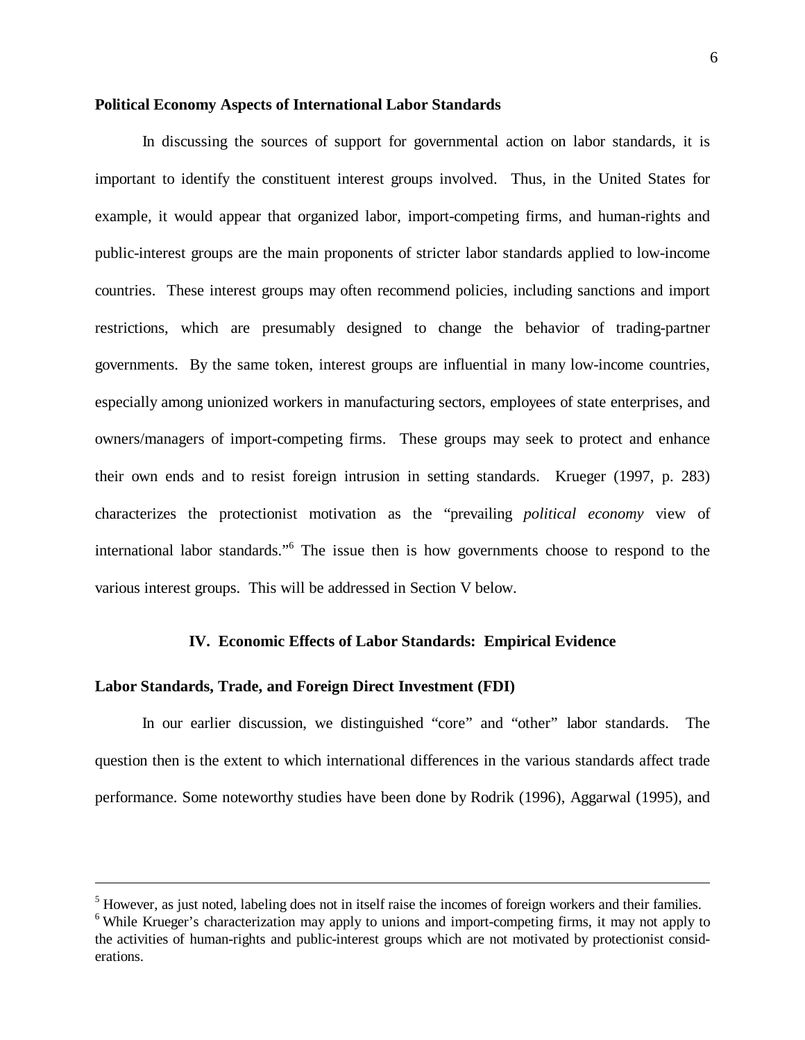**Political Economy Aspects of International Labor Standards**

In discussing the sources of support for governmental action on labor standards, it is important to identify the constituent interest groups involved. Thus, in the United States for example, it would appear that organized labor, import-competing firms, and human-rights and public-interest groups are the main proponents of stricter labor standards applied to low-income countries. These interest groups may often recommend policies, including sanctions and import restrictions, which are presumably designed to change the behavior of trading-partner governments. By the same token, interest groups are influential in many low-income countries, especially among unionized workers in manufacturing sectors, employees of state enterprises, and owners/managers of import-competing firms. These groups may seek to protect and enhance their own ends and to resist foreign intrusion in setting standards. Krueger (1997, p. 283) characterizes the protectionist motivation as the "prevailing *political economy* view of international labor standards."[6] The issue then is how governments choose to respond to the various interest groups. This will be addressed in Section V below.

## IV. Economic Effects of Labor Standards: Empirical Evidence

**Labor Standards, Trade, and Foreign Direct Investment (FDI)**

In our earlier discussion, we distinguished "core" and "other" labor standards. The question then is the extent to which international differences in the various standards affect trade performance. Some noteworthy studies have been done by Rodrik (1996), Aggarwal (1995), and

---

[5] However, as just noted, labeling does not in itself raise the incomes of foreign workers and their families.

[6] While Krueger's characterization may apply to unions and import-competing firms, it may not apply to the activities of human-rights and public-interest groups which are not motivated by protectionist considerations.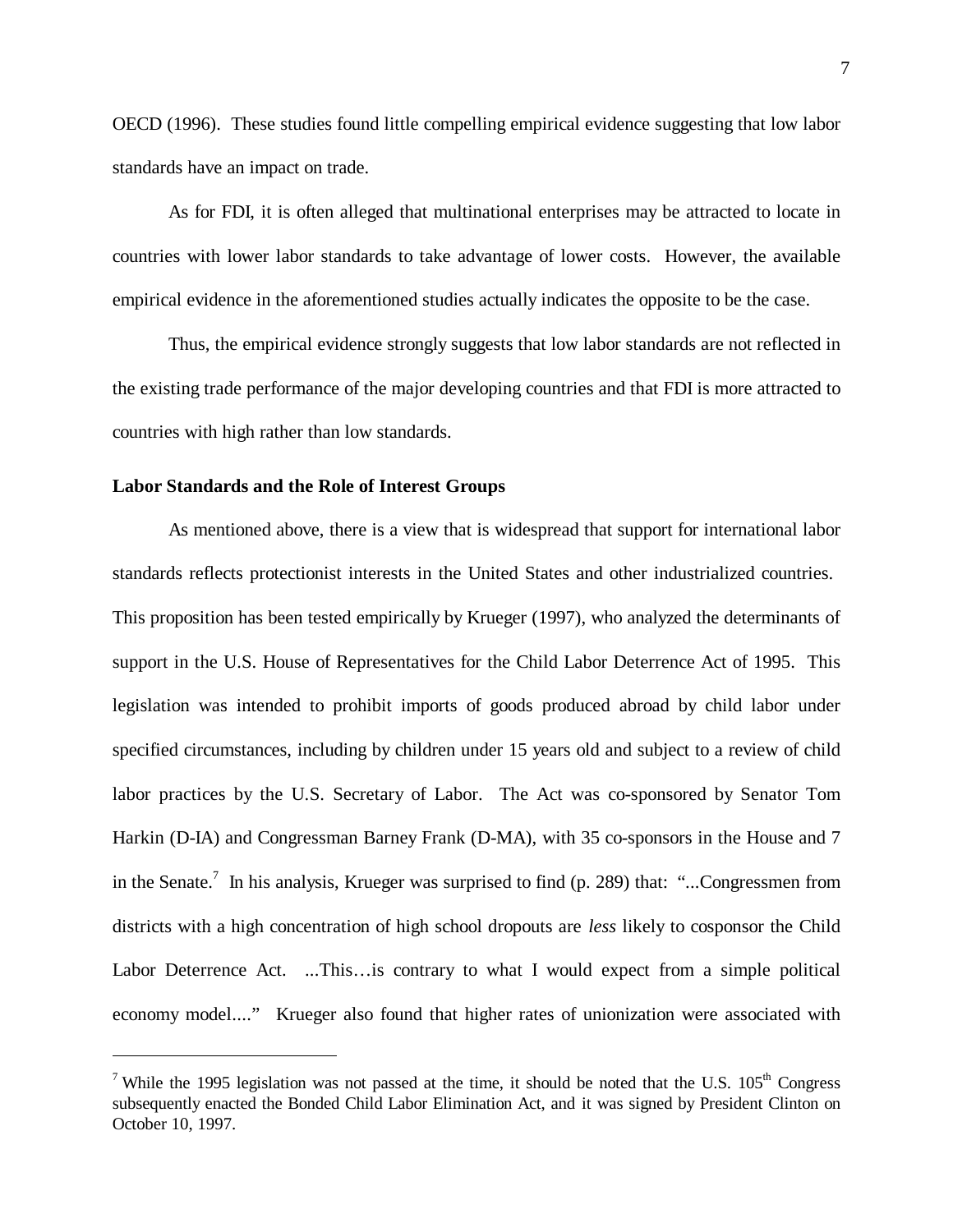OECD (1996). These studies found little compelling empirical evidence suggesting that low labor standards have an impact on trade.

As for FDI, it is often alleged that multinational enterprises may be attracted to locate in countries with lower labor standards to take advantage of lower costs. However, the available empirical evidence in the aforementioned studies actually indicates the opposite to be the case.

Thus, the empirical evidence strongly suggests that low labor standards are not reflected in the existing trade performance of the major developing countries and that FDI is more attracted to countries with high rather than low standards.

**Labor Standards and the Role of Interest Groups**

As mentioned above, there is a view that is widespread that support for international labor standards reflects protectionist interests in the United States and other industrialized countries. This proposition has been tested empirically by Krueger (1997), who analyzed the determinants of support in the U.S. House of Representatives for the Child Labor Deterrence Act of 1995. This legislation was intended to prohibit imports of goods produced abroad by child labor under specified circumstances, including by children under 15 years old and subject to a review of child labor practices by the U.S. Secretary of Labor. The Act was co-sponsored by Senator Tom Harkin (D-IA) and Congressman Barney Frank (D-MA), with 35 co-sponsors in the House and 7 in the Senate.[7] In his analysis, Krueger was surprised to find (p. 289) that: "...Congressmen from districts with a high concentration of high school dropouts are *less* likely to cosponsor the Child Labor Deterrence Act. ...This…is contrary to what I would expect from a simple political economy model...." Krueger also found that higher rates of unionization were associated with

[7] While the 1995 legislation was not passed at the time, it should be noted that the U.S. 105th Congress subsequently enacted the Bonded Child Labor Elimination Act, and it was signed by President Clinton on October 10, 1997.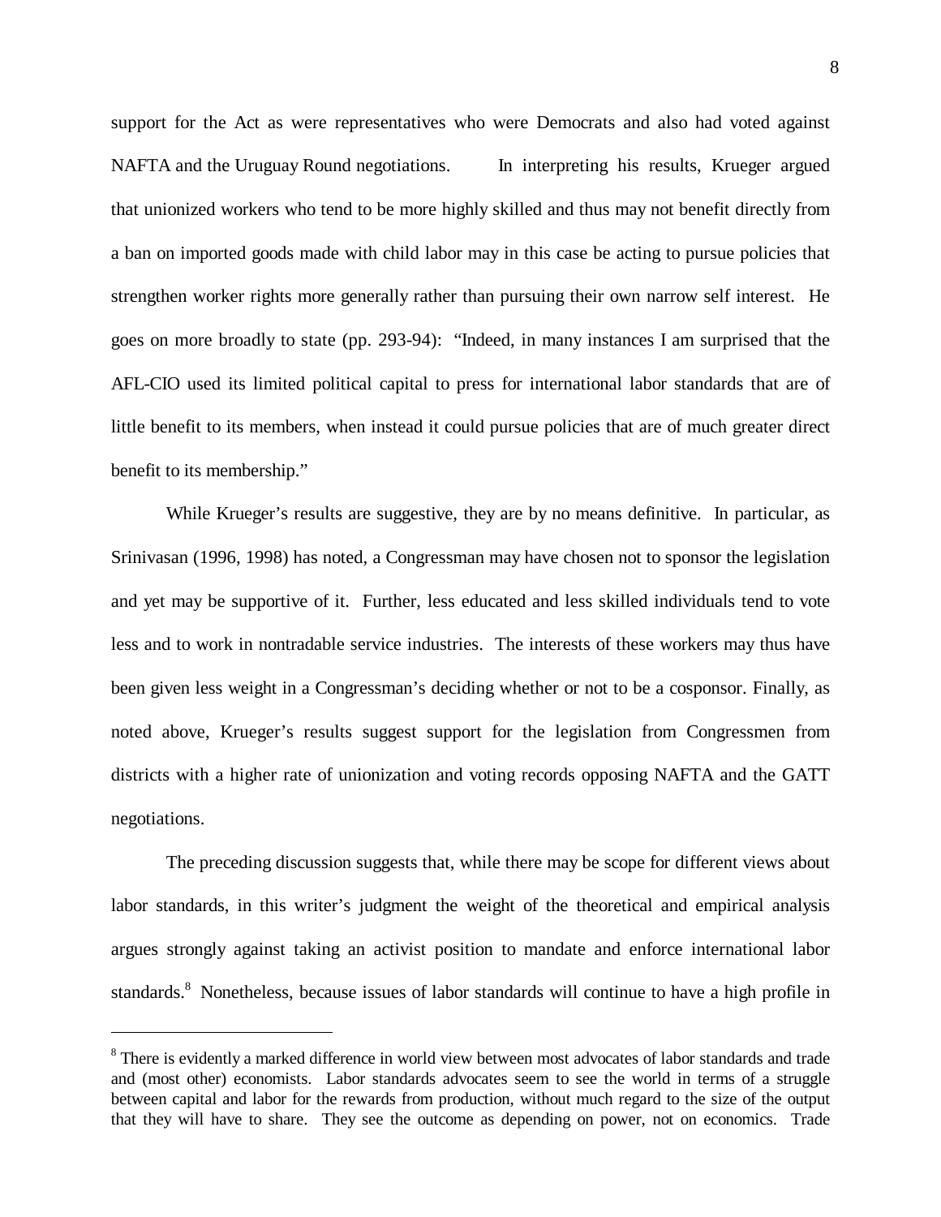support for the Act as were representatives who were Democrats and also had voted against NAFTA and the Uruguay Round negotiations. In interpreting his results, Krueger argued that unionized workers who tend to be more highly skilled and thus may not benefit directly from a ban on imported goods made with child labor may in this case be acting to pursue policies that strengthen worker rights more generally rather than pursuing their own narrow self interest. He goes on more broadly to state (pp. 293-94): "Indeed, in many instances I am surprised that the AFL-CIO used its limited political capital to press for international labor standards that are of little benefit to its members, when instead it could pursue policies that are of much greater direct benefit to its membership."

While Krueger's results are suggestive, they are by no means definitive. In particular, as Srinivasan (1996, 1998) has noted, a Congressman may have chosen not to sponsor the legislation and yet may be supportive of it. Further, less educated and less skilled individuals tend to vote less and to work in nontradable service industries. The interests of these workers may thus have been given less weight in a Congressman's deciding whether or not to be a cosponsor. Finally, as noted above, Krueger's results suggest support for the legislation from Congressmen from districts with a higher rate of unionization and voting records opposing NAFTA and the GATT negotiations.

The preceding discussion suggests that, while there may be scope for different views about labor standards, in this writer's judgment the weight of the theoretical and empirical analysis argues strongly against taking an activist position to mandate and enforce international labor standards.[8] Nonetheless, because issues of labor standards will continue to have a high profile in

---

[8] There is evidently a marked difference in world view between most advocates of labor standards and trade and (most other) economists. Labor standards advocates seem to see the world in terms of a struggle between capital and labor for the rewards from production, without much regard to the size of the output that they will have to share. They see the outcome as depending on power, not on economics. Trade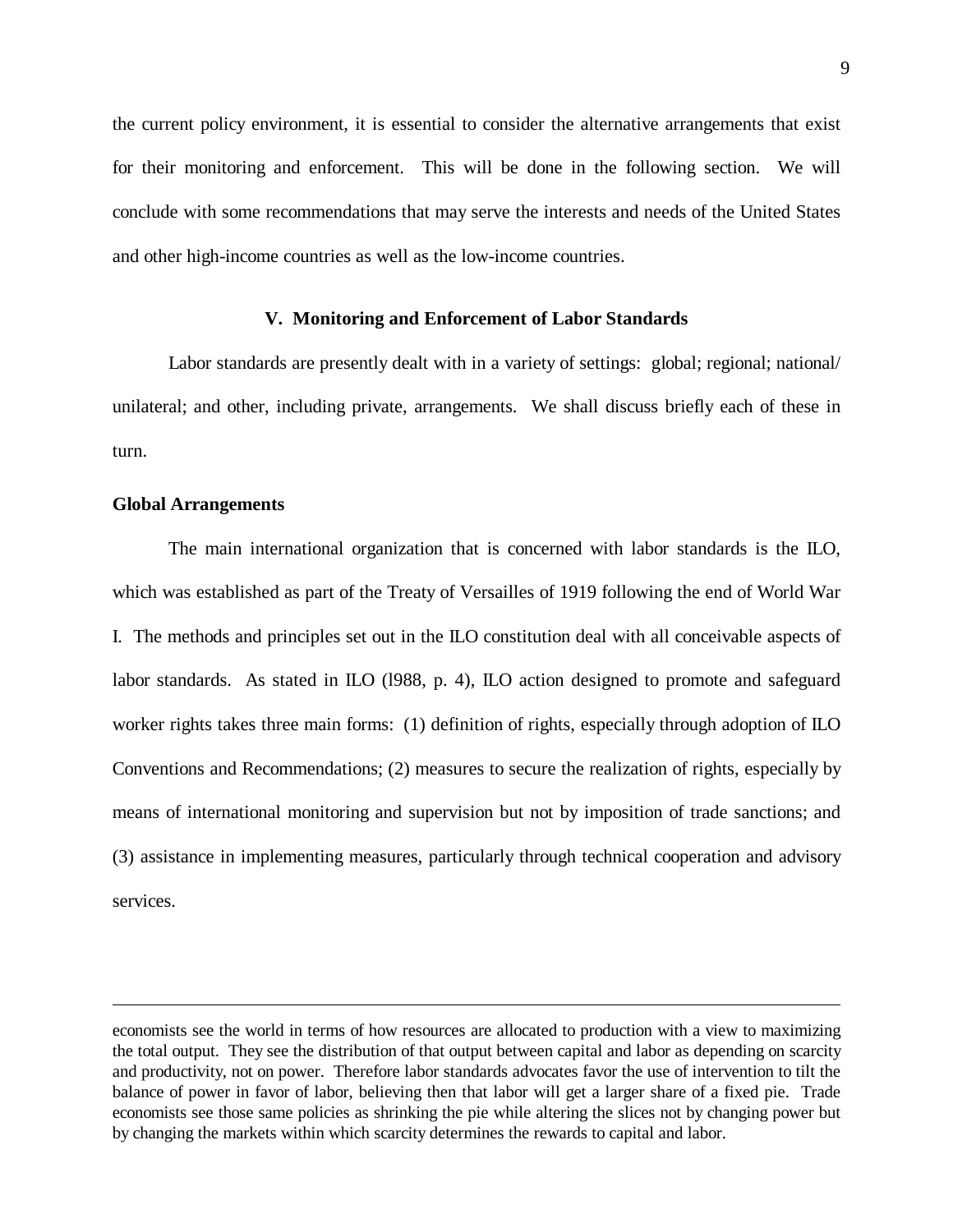the current policy environment, it is essential to consider the alternative arrangements that exist for their monitoring and enforcement. This will be done in the following section. We will conclude with some recommendations that may serve the interests and needs of the United States and other high-income countries as well as the low-income countries.

## V. Monitoring and Enforcement of Labor Standards

Labor standards are presently dealt with in a variety of settings: global; regional; national/unilateral; and other, including private, arrangements. We shall discuss briefly each of these in turn.

### Global Arrangements

The main international organization that is concerned with labor standards is the ILO, which was established as part of the Treaty of Versailles of 1919 following the end of World War I. The methods and principles set out in the ILO constitution deal with all conceivable aspects of labor standards. As stated in ILO (l988, p. 4), ILO action designed to promote and safeguard worker rights takes three main forms: (1) definition of rights, especially through adoption of ILO Conventions and Recommendations; (2) measures to secure the realization of rights, especially by means of international monitoring and supervision but not by imposition of trade sanctions; and (3) assistance in implementing measures, particularly through technical cooperation and advisory services.

---

economists see the world in terms of how resources are allocated to production with a view to maximizing the total output. They see the distribution of that output between capital and labor as depending on scarcity and productivity, not on power. Therefore labor standards advocates favor the use of intervention to tilt the balance of power in favor of labor, believing then that labor will get a larger share of a fixed pie. Trade economists see those same policies as shrinking the pie while altering the slices not by changing power but by changing the markets within which scarcity determines the rewards to capital and labor.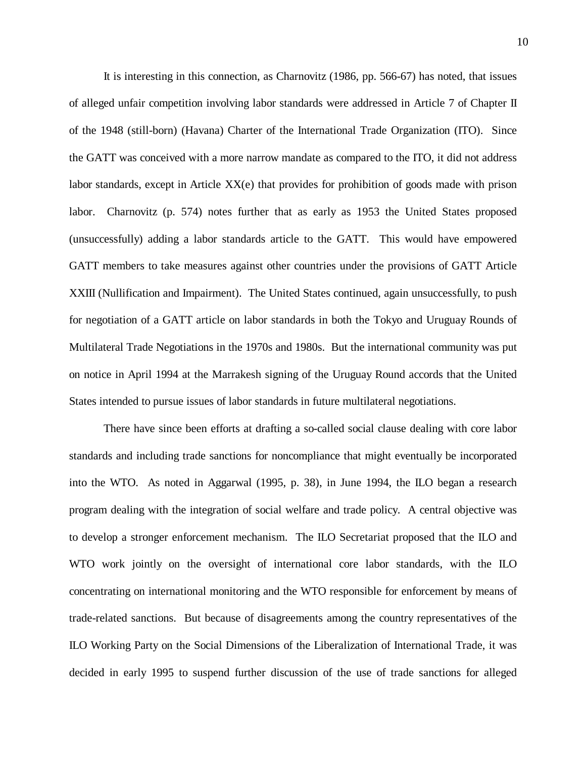It is interesting in this connection, as Charnovitz (1986, pp. 566-67) has noted, that issues of alleged unfair competition involving labor standards were addressed in Article 7 of Chapter II of the 1948 (still-born) (Havana) Charter of the International Trade Organization (ITO). Since the GATT was conceived with a more narrow mandate as compared to the ITO, it did not address labor standards, except in Article XX(e) that provides for prohibition of goods made with prison labor. Charnovitz (p. 574) notes further that as early as 1953 the United States proposed (unsuccessfully) adding a labor standards article to the GATT. This would have empowered GATT members to take measures against other countries under the provisions of GATT Article XXIII (Nullification and Impairment). The United States continued, again unsuccessfully, to push for negotiation of a GATT article on labor standards in both the Tokyo and Uruguay Rounds of Multilateral Trade Negotiations in the 1970s and 1980s. But the international community was put on notice in April 1994 at the Marrakesh signing of the Uruguay Round accords that the United States intended to pursue issues of labor standards in future multilateral negotiations.

There have since been efforts at drafting a so-called social clause dealing with core labor standards and including trade sanctions for noncompliance that might eventually be incorporated into the WTO. As noted in Aggarwal (1995, p. 38), in June 1994, the ILO began a research program dealing with the integration of social welfare and trade policy. A central objective was to develop a stronger enforcement mechanism. The ILO Secretariat proposed that the ILO and WTO work jointly on the oversight of international core labor standards, with the ILO concentrating on international monitoring and the WTO responsible for enforcement by means of trade-related sanctions. But because of disagreements among the country representatives of the ILO Working Party on the Social Dimensions of the Liberalization of International Trade, it was decided in early 1995 to suspend further discussion of the use of trade sanctions for alleged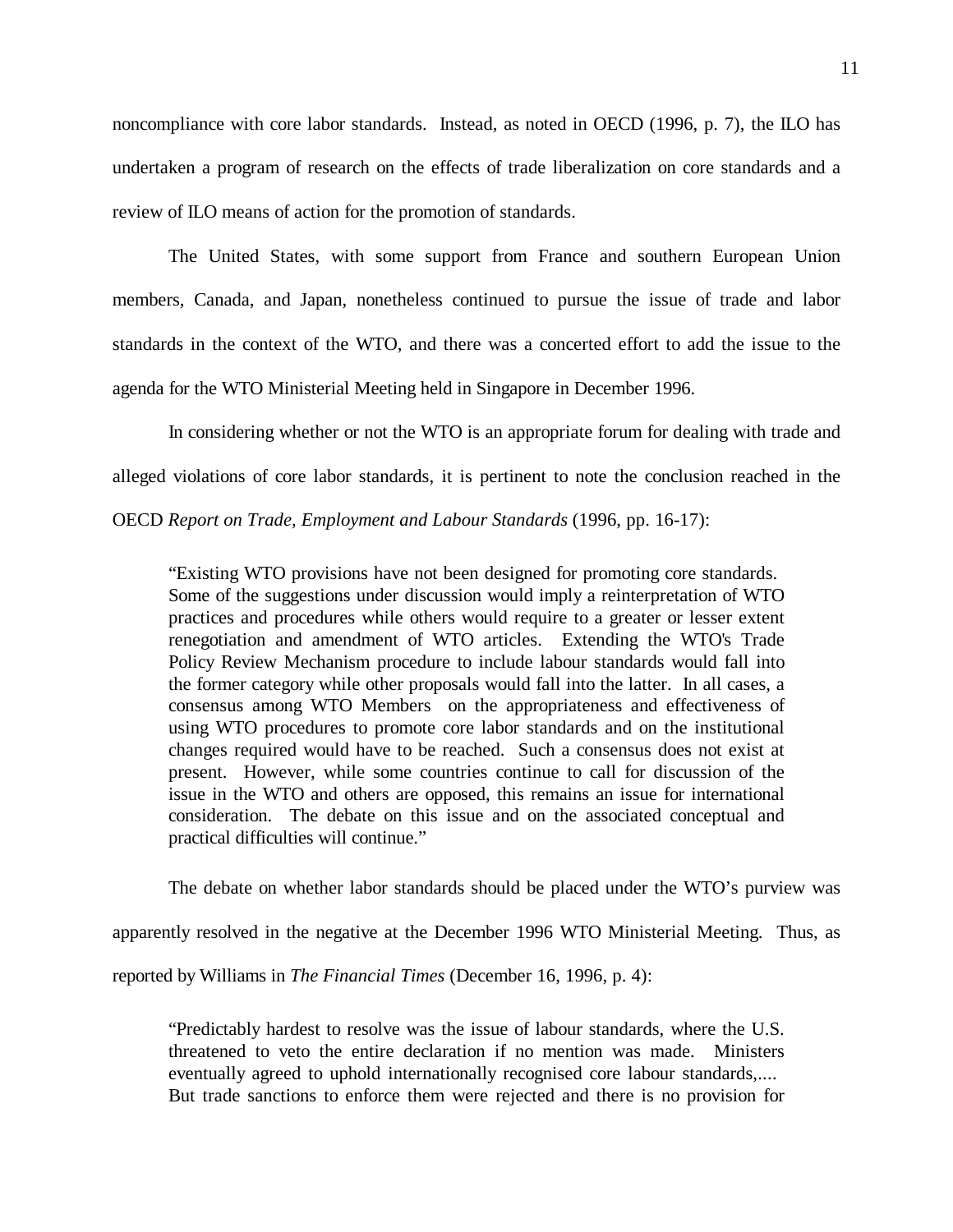noncompliance with core labor standards. Instead, as noted in OECD (1996, p. 7), the ILO has undertaken a program of research on the effects of trade liberalization on core standards and a review of ILO means of action for the promotion of standards.

The United States, with some support from France and southern European Union members, Canada, and Japan, nonetheless continued to pursue the issue of trade and labor standards in the context of the WTO, and there was a concerted effort to add the issue to the agenda for the WTO Ministerial Meeting held in Singapore in December 1996.

In considering whether or not the WTO is an appropriate forum for dealing with trade and alleged violations of core labor standards, it is pertinent to note the conclusion reached in the OECD *Report on Trade, Employment and Labour Standards* (1996, pp. 16-17):

> "Existing WTO provisions have not been designed for promoting core standards. Some of the suggestions under discussion would imply a reinterpretation of WTO practices and procedures while others would require to a greater or lesser extent renegotiation and amendment of WTO articles. Extending the WTO's Trade Policy Review Mechanism procedure to include labour standards would fall into the former category while other proposals would fall into the latter. In all cases, a consensus among WTO Members on the appropriateness and effectiveness of using WTO procedures to promote core labor standards and on the institutional changes required would have to be reached. Such a consensus does not exist at present. However, while some countries continue to call for discussion of the issue in the WTO and others are opposed, this remains an issue for international consideration. The debate on this issue and on the associated conceptual and practical difficulties will continue."

The debate on whether labor standards should be placed under the WTO's purview was apparently resolved in the negative at the December 1996 WTO Ministerial Meeting. Thus, as reported by Williams in *The Financial Times* (December 16, 1996, p. 4):

> "Predictably hardest to resolve was the issue of labour standards, where the U.S. threatened to veto the entire declaration if no mention was made. Ministers eventually agreed to uphold internationally recognised core labour standards,.... But trade sanctions to enforce them were rejected and there is no provision for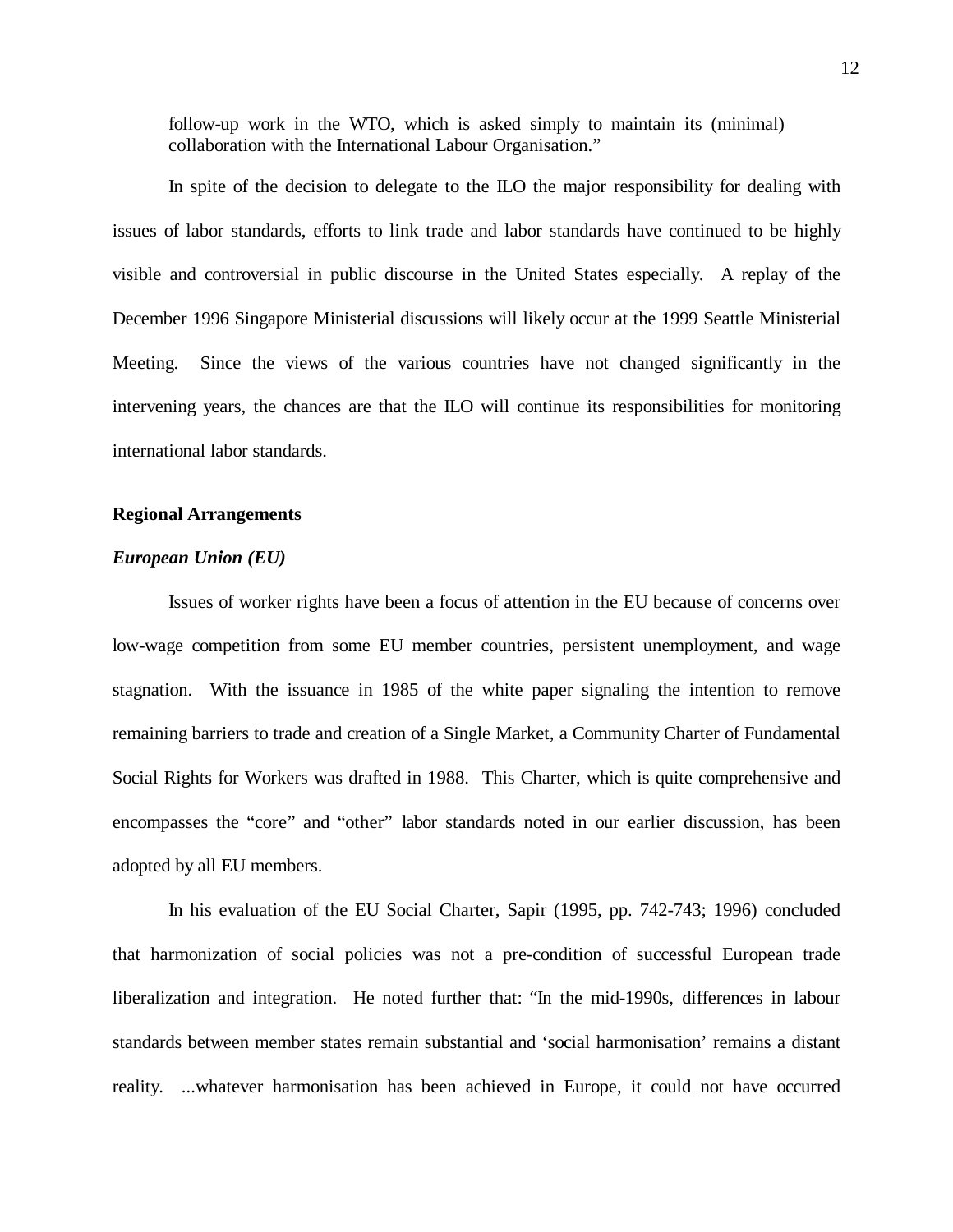follow-up work in the WTO, which is asked simply to maintain its (minimal) collaboration with the International Labour Organisation."

In spite of the decision to delegate to the ILO the major responsibility for dealing with issues of labor standards, efforts to link trade and labor standards have continued to be highly visible and controversial in public discourse in the United States especially. A replay of the December 1996 Singapore Ministerial discussions will likely occur at the 1999 Seattle Ministerial Meeting. Since the views of the various countries have not changed significantly in the intervening years, the chances are that the ILO will continue its responsibilities for monitoring international labor standards.

## Regional Arrangements

### *European Union (EU)*

Issues of worker rights have been a focus of attention in the EU because of concerns over low-wage competition from some EU member countries, persistent unemployment, and wage stagnation. With the issuance in 1985 of the white paper signaling the intention to remove remaining barriers to trade and creation of a Single Market, a Community Charter of Fundamental Social Rights for Workers was drafted in 1988. This Charter, which is quite comprehensive and encompasses the "core" and "other" labor standards noted in our earlier discussion, has been adopted by all EU members.

In his evaluation of the EU Social Charter, Sapir (1995, pp. 742-743; 1996) concluded that harmonization of social policies was not a pre-condition of successful European trade liberalization and integration. He noted further that: "In the mid-1990s, differences in labour standards between member states remain substantial and 'social harmonisation' remains a distant reality. ...whatever harmonisation has been achieved in Europe, it could not have occurred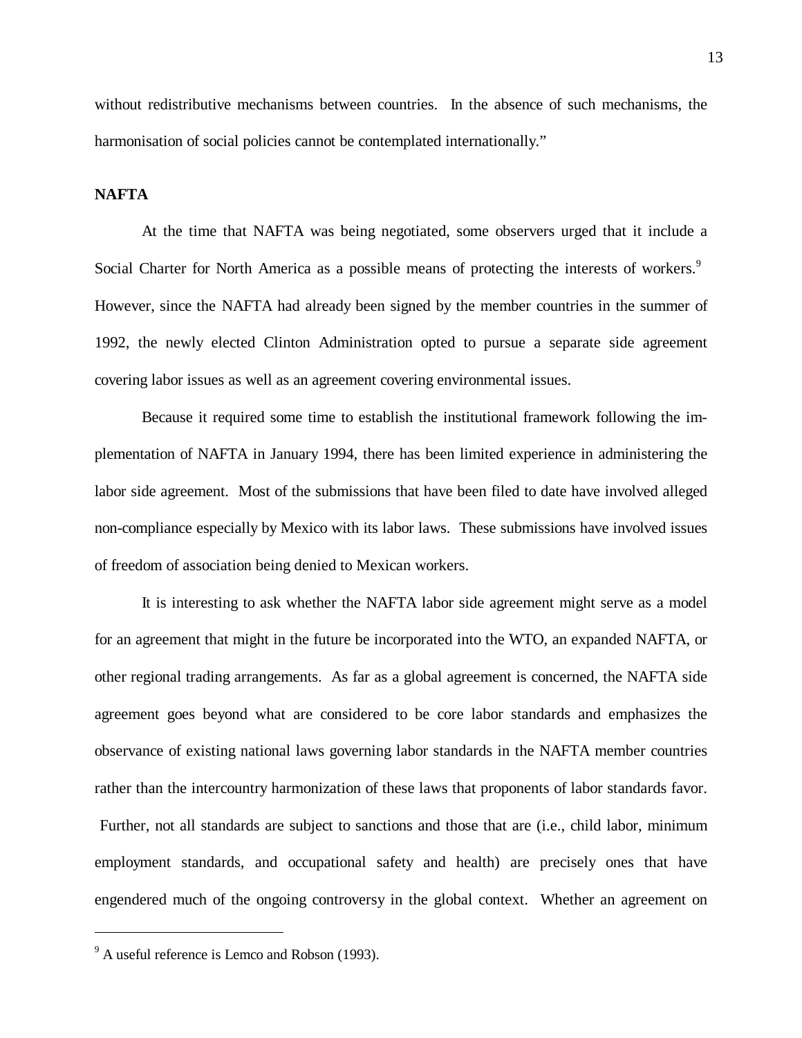without redistributive mechanisms between countries. In the absence of such mechanisms, the harmonisation of social policies cannot be contemplated internationally."

**NAFTA**

At the time that NAFTA was being negotiated, some observers urged that it include a Social Charter for North America as a possible means of protecting the interests of workers.[9] However, since the NAFTA had already been signed by the member countries in the summer of 1992, the newly elected Clinton Administration opted to pursue a separate side agreement covering labor issues as well as an agreement covering environmental issues.

Because it required some time to establish the institutional framework following the implementation of NAFTA in January 1994, there has been limited experience in administering the labor side agreement. Most of the submissions that have been filed to date have involved alleged non-compliance especially by Mexico with its labor laws. These submissions have involved issues of freedom of association being denied to Mexican workers.

It is interesting to ask whether the NAFTA labor side agreement might serve as a model for an agreement that might in the future be incorporated into the WTO, an expanded NAFTA, or other regional trading arrangements. As far as a global agreement is concerned, the NAFTA side agreement goes beyond what are considered to be core labor standards and emphasizes the observance of existing national laws governing labor standards in the NAFTA member countries rather than the intercountry harmonization of these laws that proponents of labor standards favor. Further, not all standards are subject to sanctions and those that are (i.e., child labor, minimum employment standards, and occupational safety and health) are precisely ones that have engendered much of the ongoing controversy in the global context. Whether an agreement on

[9] A useful reference is Lemco and Robson (1993).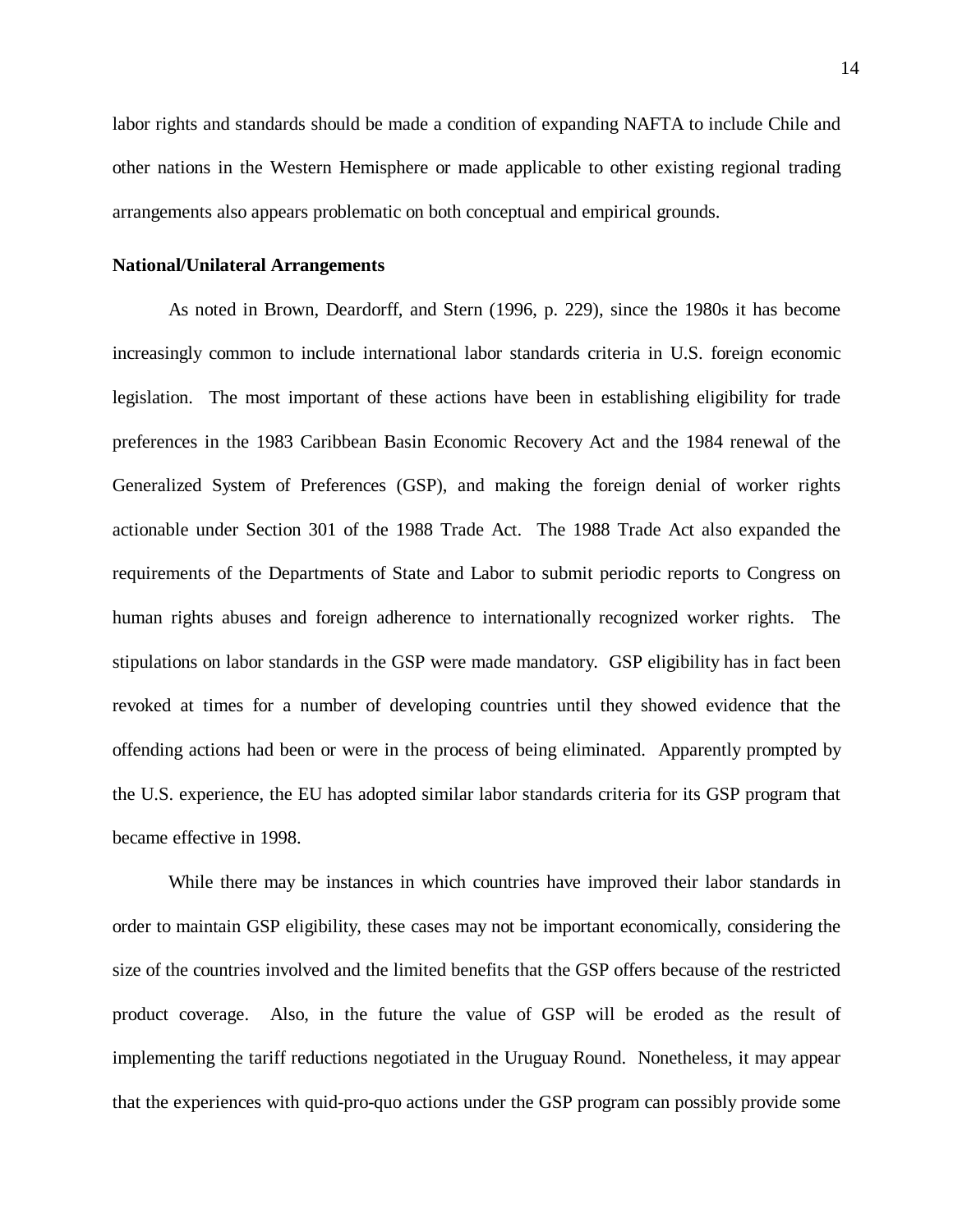labor rights and standards should be made a condition of expanding NAFTA to include Chile and other nations in the Western Hemisphere or made applicable to other existing regional trading arrangements also appears problematic on both conceptual and empirical grounds.

**National/Unilateral Arrangements**

As noted in Brown, Deardorff, and Stern (1996, p. 229), since the 1980s it has become increasingly common to include international labor standards criteria in U.S. foreign economic legislation. The most important of these actions have been in establishing eligibility for trade preferences in the 1983 Caribbean Basin Economic Recovery Act and the 1984 renewal of the Generalized System of Preferences (GSP), and making the foreign denial of worker rights actionable under Section 301 of the 1988 Trade Act. The 1988 Trade Act also expanded the requirements of the Departments of State and Labor to submit periodic reports to Congress on human rights abuses and foreign adherence to internationally recognized worker rights. The stipulations on labor standards in the GSP were made mandatory. GSP eligibility has in fact been revoked at times for a number of developing countries until they showed evidence that the offending actions had been or were in the process of being eliminated. Apparently prompted by the U.S. experience, the EU has adopted similar labor standards criteria for its GSP program that became effective in 1998.

While there may be instances in which countries have improved their labor standards in order to maintain GSP eligibility, these cases may not be important economically, considering the size of the countries involved and the limited benefits that the GSP offers because of the restricted product coverage. Also, in the future the value of GSP will be eroded as the result of implementing the tariff reductions negotiated in the Uruguay Round. Nonetheless, it may appear that the experiences with quid-pro-quo actions under the GSP program can possibly provide some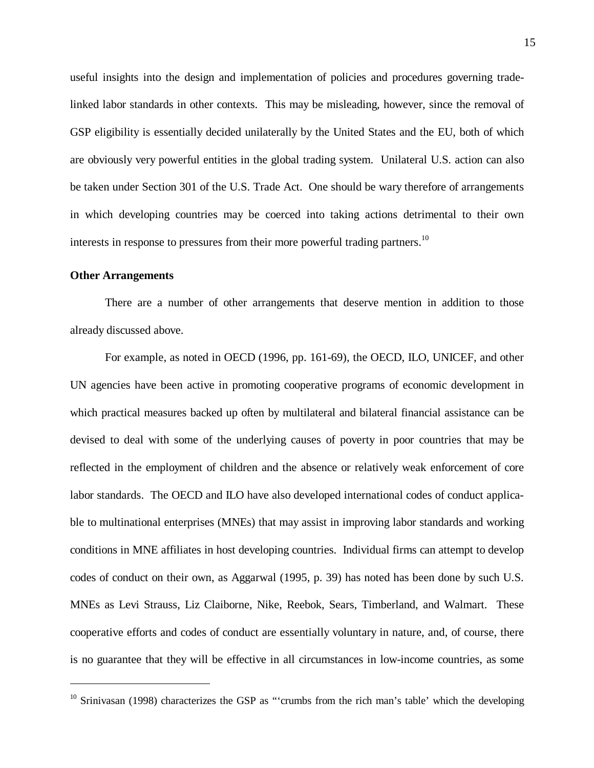useful insights into the design and implementation of policies and procedures governing trade-linked labor standards in other contexts. This may be misleading, however, since the removal of GSP eligibility is essentially decided unilaterally by the United States and the EU, both of which are obviously very powerful entities in the global trading system. Unilateral U.S. action can also be taken under Section 301 of the U.S. Trade Act. One should be wary therefore of arrangements in which developing countries may be coerced into taking actions detrimental to their own interests in response to pressures from their more powerful trading partners.[10]

**Other Arrangements**

There are a number of other arrangements that deserve mention in addition to those already discussed above.

For example, as noted in OECD (1996, pp. 161-69), the OECD, ILO, UNICEF, and other UN agencies have been active in promoting cooperative programs of economic development in which practical measures backed up often by multilateral and bilateral financial assistance can be devised to deal with some of the underlying causes of poverty in poor countries that may be reflected in the employment of children and the absence or relatively weak enforcement of core labor standards. The OECD and ILO have also developed international codes of conduct applicable to multinational enterprises (MNEs) that may assist in improving labor standards and working conditions in MNE affiliates in host developing countries. Individual firms can attempt to develop codes of conduct on their own, as Aggarwal (1995, p. 39) has noted has been done by such U.S. MNEs as Levi Strauss, Liz Claiborne, Nike, Reebok, Sears, Timberland, and Walmart. These cooperative efforts and codes of conduct are essentially voluntary in nature, and, of course, there is no guarantee that they will be effective in all circumstances in low-income countries, as some

[10] Srinivasan (1998) characterizes the GSP as "'crumbs from the rich man's table' which the developing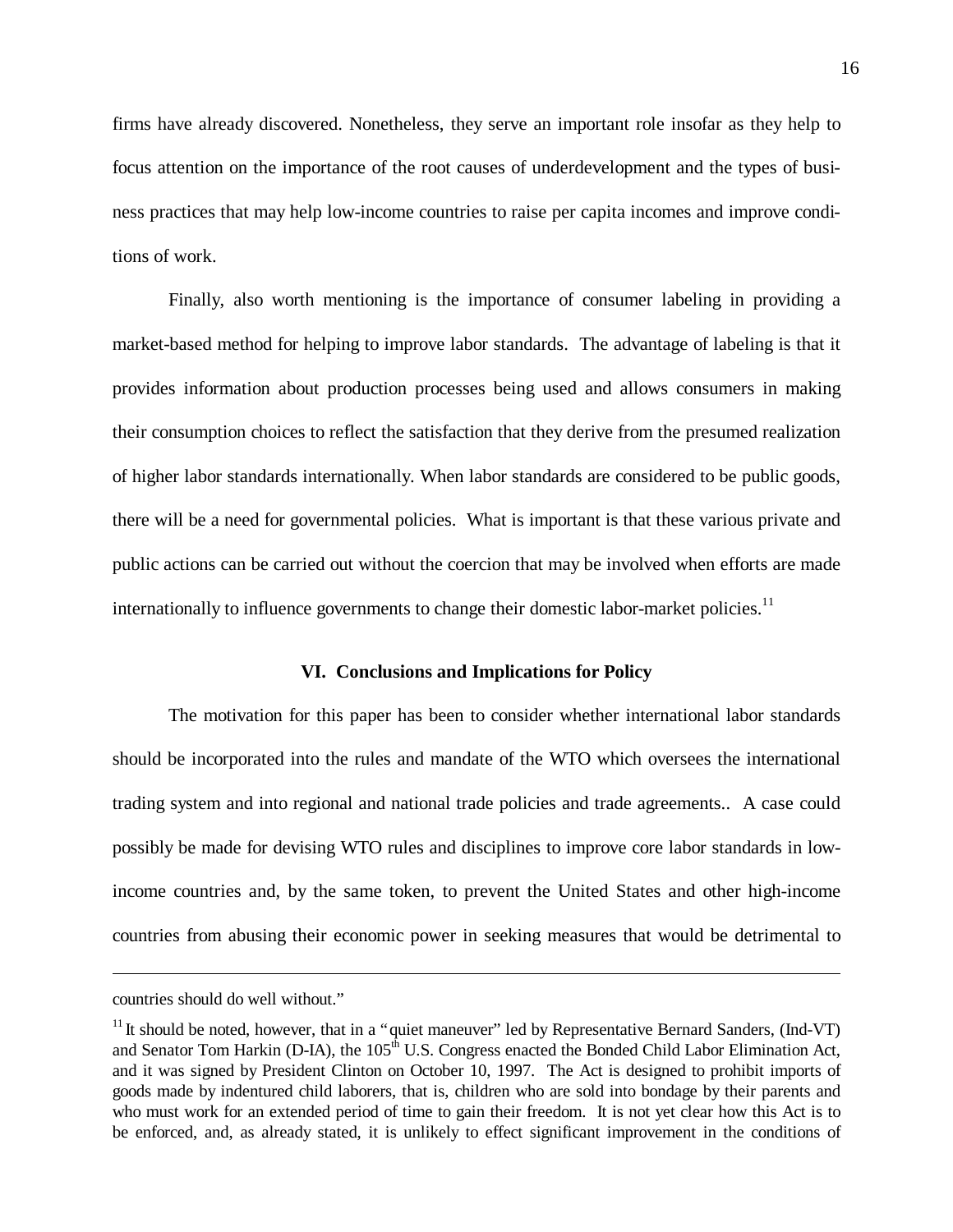firms have already discovered. Nonetheless, they serve an important role insofar as they help to focus attention on the importance of the root causes of underdevelopment and the types of business practices that may help low-income countries to raise per capita incomes and improve conditions of work.

Finally, also worth mentioning is the importance of consumer labeling in providing a market-based method for helping to improve labor standards. The advantage of labeling is that it provides information about production processes being used and allows consumers in making their consumption choices to reflect the satisfaction that they derive from the presumed realization of higher labor standards internationally. When labor standards are considered to be public goods, there will be a need for governmental policies. What is important is that these various private and public actions can be carried out without the coercion that may be involved when efforts are made internationally to influence governments to change their domestic labor-market policies.[11]

## VI. Conclusions and Implications for Policy

The motivation for this paper has been to consider whether international labor standards should be incorporated into the rules and mandate of the WTO which oversees the international trading system and into regional and national trade policies and trade agreements.. A case could possibly be made for devising WTO rules and disciplines to improve core labor standards in low-income countries and, by the same token, to prevent the United States and other high-income countries from abusing their economic power in seeking measures that would be detrimental to

---

countries should do well without."

[11] It should be noted, however, that in a "quiet maneuver" led by Representative Bernard Sanders, (Ind-VT) and Senator Tom Harkin (D-IA), the 105th U.S. Congress enacted the Bonded Child Labor Elimination Act, and it was signed by President Clinton on October 10, 1997. The Act is designed to prohibit imports of goods made by indentured child laborers, that is, children who are sold into bondage by their parents and who must work for an extended period of time to gain their freedom. It is not yet clear how this Act is to be enforced, and, as already stated, it is unlikely to effect significant improvement in the conditions of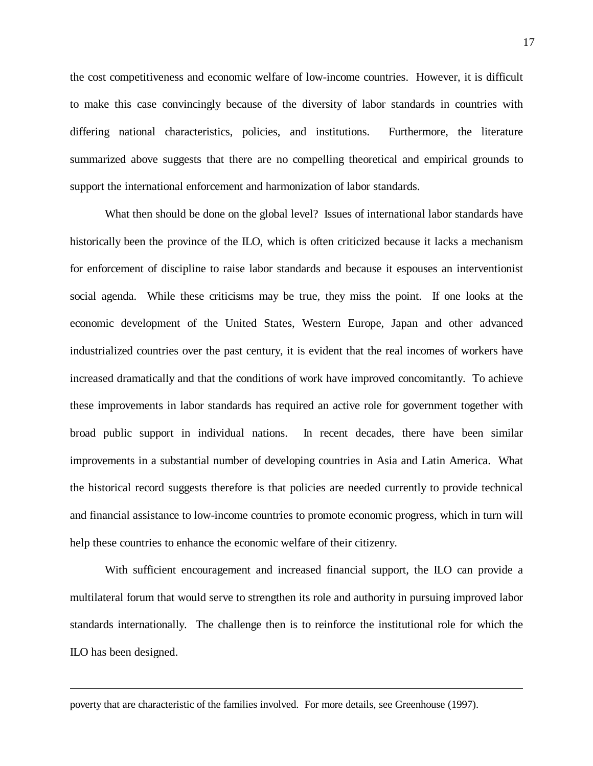the cost competitiveness and economic welfare of low-income countries. However, it is difficult to make this case convincingly because of the diversity of labor standards in countries with differing national characteristics, policies, and institutions. Furthermore, the literature summarized above suggests that there are no compelling theoretical and empirical grounds to support the international enforcement and harmonization of labor standards.

What then should be done on the global level? Issues of international labor standards have historically been the province of the ILO, which is often criticized because it lacks a mechanism for enforcement of discipline to raise labor standards and because it espouses an interventionist social agenda. While these criticisms may be true, they miss the point. If one looks at the economic development of the United States, Western Europe, Japan and other advanced industrialized countries over the past century, it is evident that the real incomes of workers have increased dramatically and that the conditions of work have improved concomitantly. To achieve these improvements in labor standards has required an active role for government together with broad public support in individual nations. In recent decades, there have been similar improvements in a substantial number of developing countries in Asia and Latin America. What the historical record suggests therefore is that policies are needed currently to provide technical and financial assistance to low-income countries to promote economic progress, which in turn will help these countries to enhance the economic welfare of their citizenry.

With sufficient encouragement and increased financial support, the ILO can provide a multilateral forum that would serve to strengthen its role and authority in pursuing improved labor standards internationally. The challenge then is to reinforce the institutional role for which the ILO has been designed.

---

poverty that are characteristic of the families involved. For more details, see Greenhouse (1997).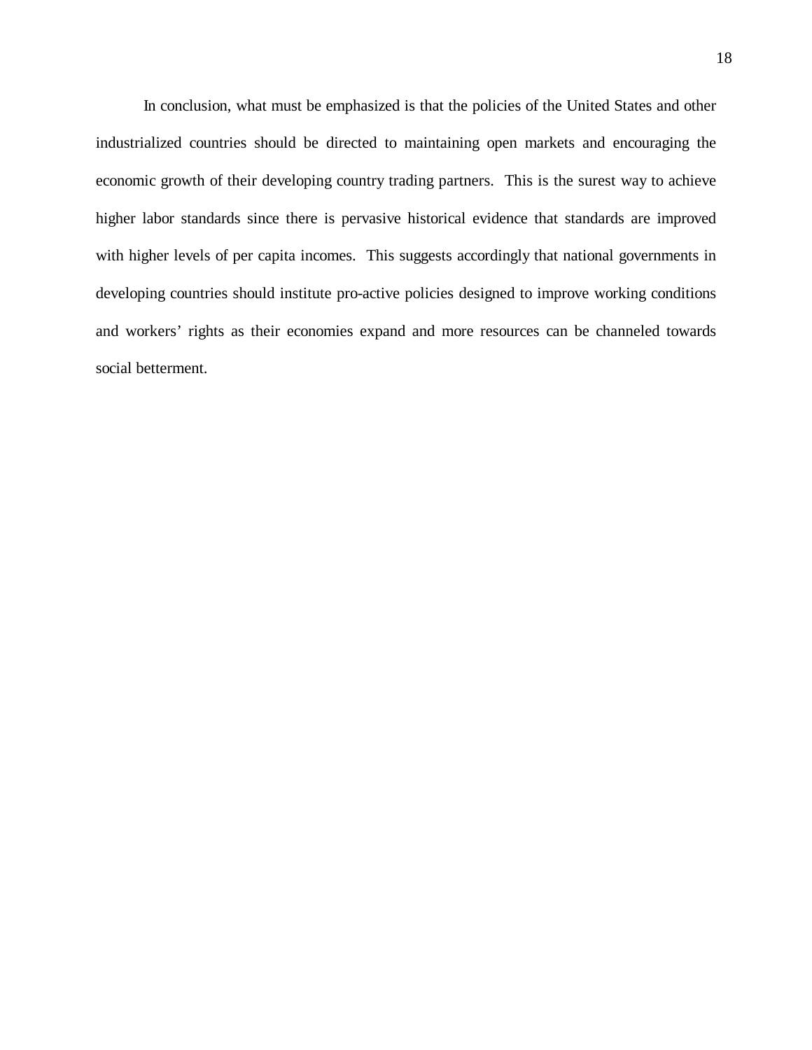In conclusion, what must be emphasized is that the policies of the United States and other industrialized countries should be directed to maintaining open markets and encouraging the economic growth of their developing country trading partners. This is the surest way to achieve higher labor standards since there is pervasive historical evidence that standards are improved with higher levels of per capita incomes. This suggests accordingly that national governments in developing countries should institute pro-active policies designed to improve working conditions and workers' rights as their economies expand and more resources can be channeled towards social betterment.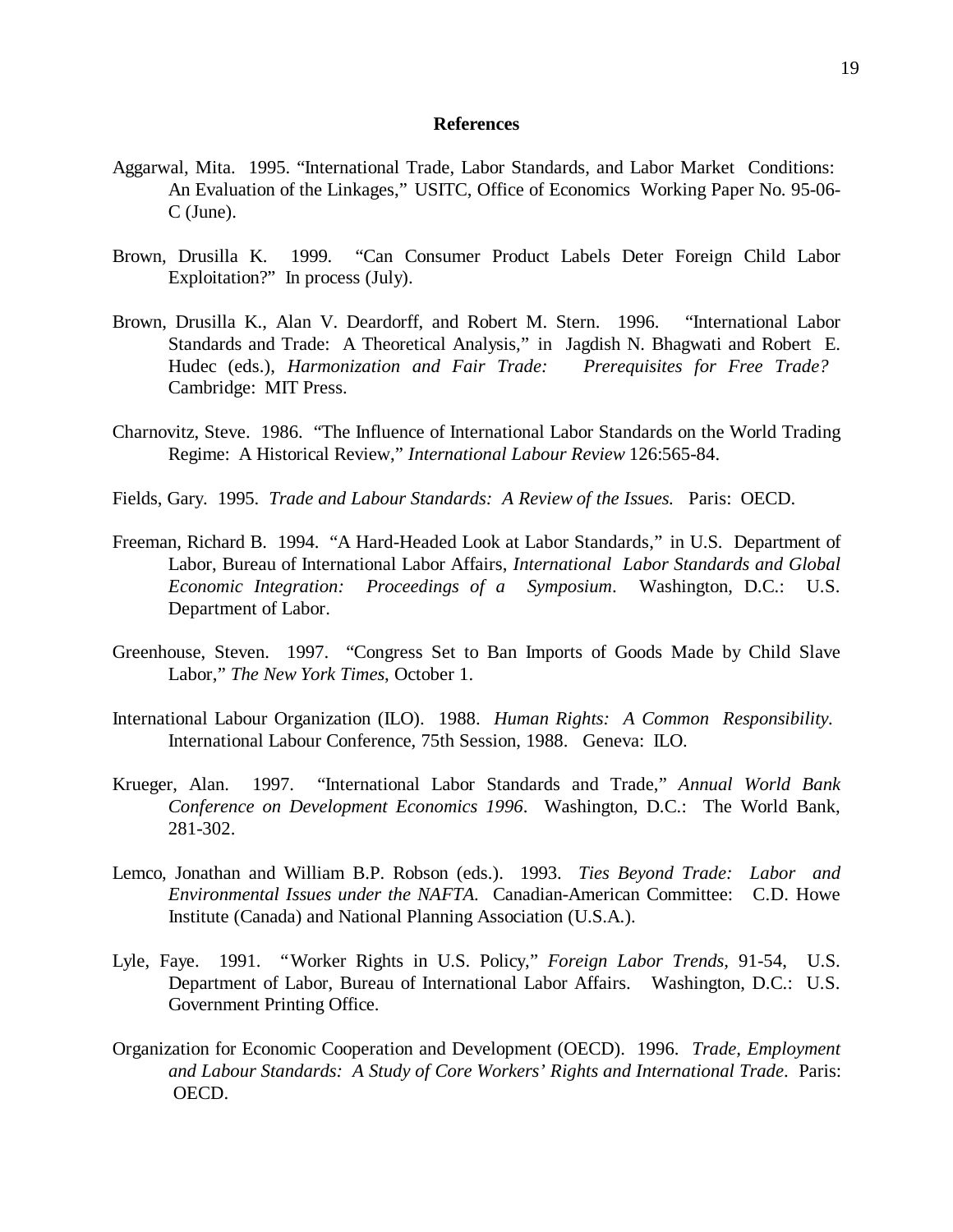## References

Aggarwal, Mita. 1995. "International Trade, Labor Standards, and Labor Market Conditions: An Evaluation of the Linkages," USITC, Office of Economics Working Paper No. 95-06-C (June).

Brown, Drusilla K. 1999. "Can Consumer Product Labels Deter Foreign Child Labor Exploitation?" In process (July).

Brown, Drusilla K., Alan V. Deardorff, and Robert M. Stern. 1996. "International Labor Standards and Trade: A Theoretical Analysis," in Jagdish N. Bhagwati and Robert E. Hudec (eds.), *Harmonization and Fair Trade: Prerequisites for Free Trade?* Cambridge: MIT Press.

Charnovitz, Steve. 1986. "The Influence of International Labor Standards on the World Trading Regime: A Historical Review," *International Labour Review* 126:565-84.

Fields, Gary. 1995. *Trade and Labour Standards: A Review of the Issues.* Paris: OECD.

Freeman, Richard B. 1994. "A Hard-Headed Look at Labor Standards," in U.S. Department of Labor, Bureau of International Labor Affairs, *International Labor Standards and Global Economic Integration: Proceedings of a Symposium*. Washington, D.C.: U.S. Department of Labor.

Greenhouse, Steven. 1997. "Congress Set to Ban Imports of Goods Made by Child Slave Labor," *The New York Times*, October 1.

International Labour Organization (ILO). 1988. *Human Rights: A Common Responsibility.* International Labour Conference, 75th Session, 1988. Geneva: ILO.

Krueger, Alan. 1997. "International Labor Standards and Trade," *Annual World Bank Conference on Development Economics 1996*. Washington, D.C.: The World Bank, 281-302.

Lemco, Jonathan and William B.P. Robson (eds.). 1993. *Ties Beyond Trade: Labor and Environmental Issues under the NAFTA.* Canadian-American Committee: C.D. Howe Institute (Canada) and National Planning Association (U.S.A.).

Lyle, Faye. 1991. "Worker Rights in U.S. Policy," *Foreign Labor Trends*, 91-54, U.S. Department of Labor, Bureau of International Labor Affairs. Washington, D.C.: U.S. Government Printing Office.

Organization for Economic Cooperation and Development (OECD). 1996. *Trade, Employment and Labour Standards: A Study of Core Workers' Rights and International Trade*. Paris: OECD.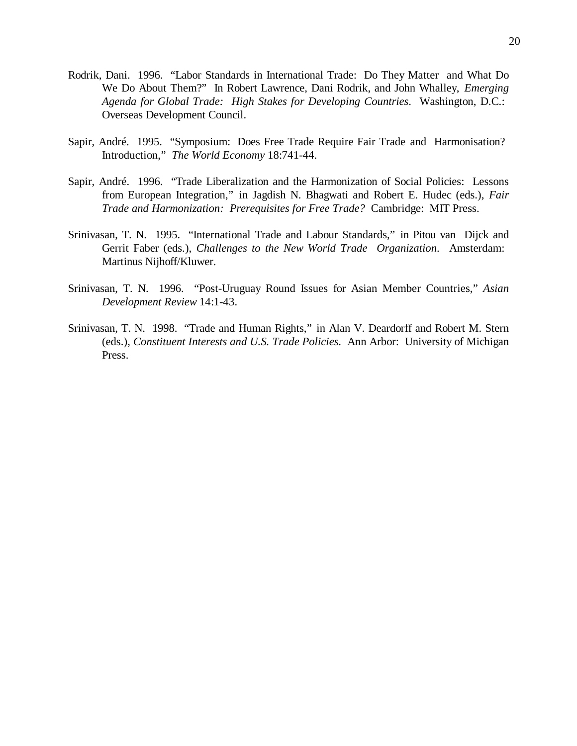Rodrik, Dani. 1996. “Labor Standards in International Trade: Do They Matter and What Do We Do About Them?” In Robert Lawrence, Dani Rodrik, and John Whalley, *Emerging Agenda for Global Trade: High Stakes for Developing Countries*. Washington, D.C.: Overseas Development Council.

Sapir, André. 1995. “Symposium: Does Free Trade Require Fair Trade and Harmonisation? Introduction,” *The World Economy* 18:741-44.

Sapir, André. 1996. “Trade Liberalization and the Harmonization of Social Policies: Lessons from European Integration,” in Jagdish N. Bhagwati and Robert E. Hudec (eds.), *Fair Trade and Harmonization: Prerequisites for Free Trade?* Cambridge: MIT Press.

Srinivasan, T. N. 1995. “International Trade and Labour Standards,” in Pitou van Dijck and Gerrit Faber (eds.), *Challenges to the New World Trade Organization*. Amsterdam: Martinus Nijhoff/Kluwer.

Srinivasan, T. N. 1996. “Post-Uruguay Round Issues for Asian Member Countries,” *Asian Development Review* 14:1-43.

Srinivasan, T. N. 1998. “Trade and Human Rights,” in Alan V. Deardorff and Robert M. Stern (eds.), *Constituent Interests and U.S. Trade Policies*. Ann Arbor: University of Michigan Press.